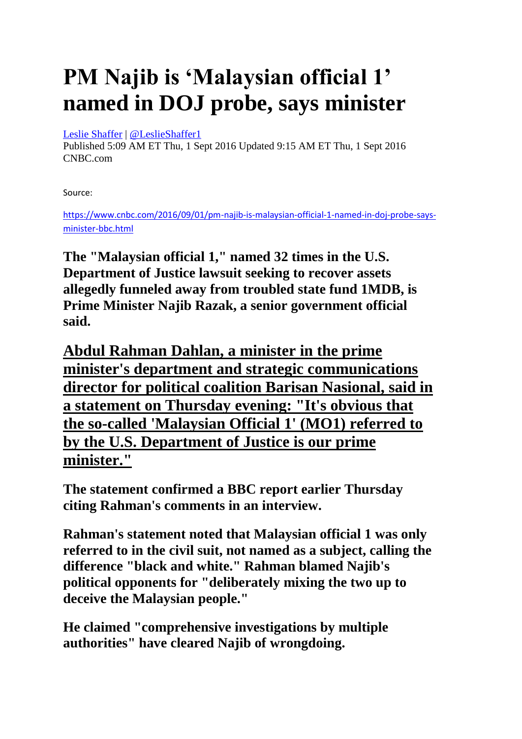# PM Najib is 'Malaysian official 1' named in DOJ probe, says minister

Leslie Shaffer | @LeslieShaffer1
Published 5:09 AM ET Thu, 1 Sept 2016 Updated 9:15 AM ET Thu, 1 Sept 2016
CNBC.com

Source:

https://www.cnbc.com/2016/09/01/pm-najib-is-malaysian-official-1-named-in-doj-probe-says-minister-bbc.html

**The "Malaysian official 1," named 32 times in the U.S. Department of Justice lawsuit seeking to recover assets allegedly funneled away from troubled state fund 1MDB, is Prime Minister Najib Razak, a senior government official said.**

**Abdul Rahman Dahlan, a minister in the prime minister's department and strategic communications director for political coalition Barisan Nasional, said in a statement on Thursday evening: "It's obvious that the so-called 'Malaysian Official 1' (MO1) referred to by the U.S. Department of Justice is our prime minister."**

**The statement confirmed a BBC report earlier Thursday citing Rahman's comments in an interview.**

**Rahman's statement noted that Malaysian official 1 was only referred to in the civil suit, not named as a subject, calling the difference "black and white." Rahman blamed Najib's political opponents for "deliberately mixing the two up to deceive the Malaysian people."**

**He claimed "comprehensive investigations by multiple authorities" have cleared Najib of wrongdoing.**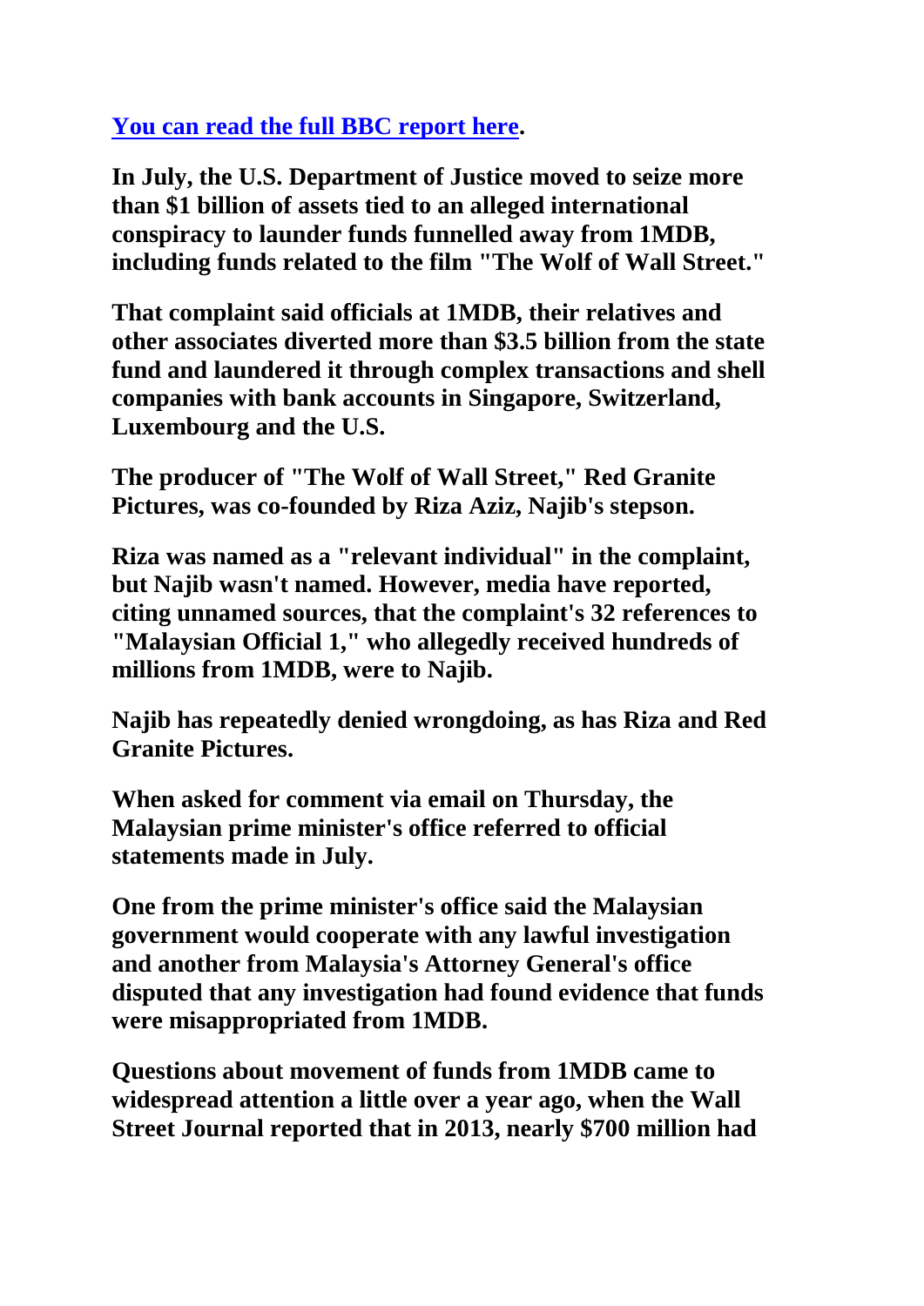**[You can read the full BBC report here](#).**

**In July, the U.S. Department of Justice moved to seize more than $1 billion of assets tied to an alleged international conspiracy to launder funds funnelled away from 1MDB, including funds related to the film "The Wolf of Wall Street."**

**That complaint said officials at 1MDB, their relatives and other associates diverted more than $3.5 billion from the state fund and laundered it through complex transactions and shell companies with bank accounts in Singapore, Switzerland, Luxembourg and the U.S.**

**The producer of "The Wolf of Wall Street," Red Granite Pictures, was co-founded by Riza Aziz, Najib's stepson.**

**Riza was named as a "relevant individual" in the complaint, but Najib wasn't named. However, media have reported, citing unnamed sources, that the complaint's 32 references to "Malaysian Official 1," who allegedly received hundreds of millions from 1MDB, were to Najib.**

**Najib has repeatedly denied wrongdoing, as has Riza and Red Granite Pictures.**

**When asked for comment via email on Thursday, the Malaysian prime minister's office referred to official statements made in July.**

**One from the prime minister's office said the Malaysian government would cooperate with any lawful investigation and another from Malaysia's Attorney General's office disputed that any investigation had found evidence that funds were misappropriated from 1MDB.**

**Questions about movement of funds from 1MDB came to widespread attention a little over a year ago, when the Wall Street Journal reported that in 2013, nearly $700 million had**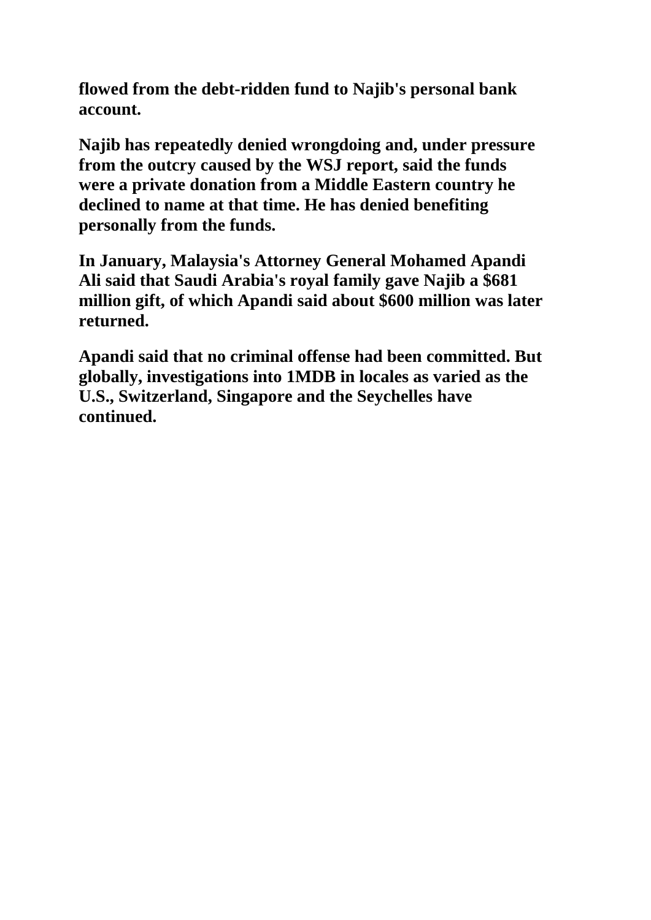**flowed from the debt-ridden fund to Najib's personal bank account.**

**Najib has repeatedly denied wrongdoing and, under pressure from the outcry caused by the WSJ report, said the funds were a private donation from a Middle Eastern country he declined to name at that time. He has denied benefiting personally from the funds.**

**In January, Malaysia's Attorney General Mohamed Apandi Ali said that Saudi Arabia's royal family gave Najib a $681 million gift, of which Apandi said about $600 million was later returned.**

**Apandi said that no criminal offense had been committed. But globally, investigations into 1MDB in locales as varied as the U.S., Switzerland, Singapore and the Seychelles have continued.**